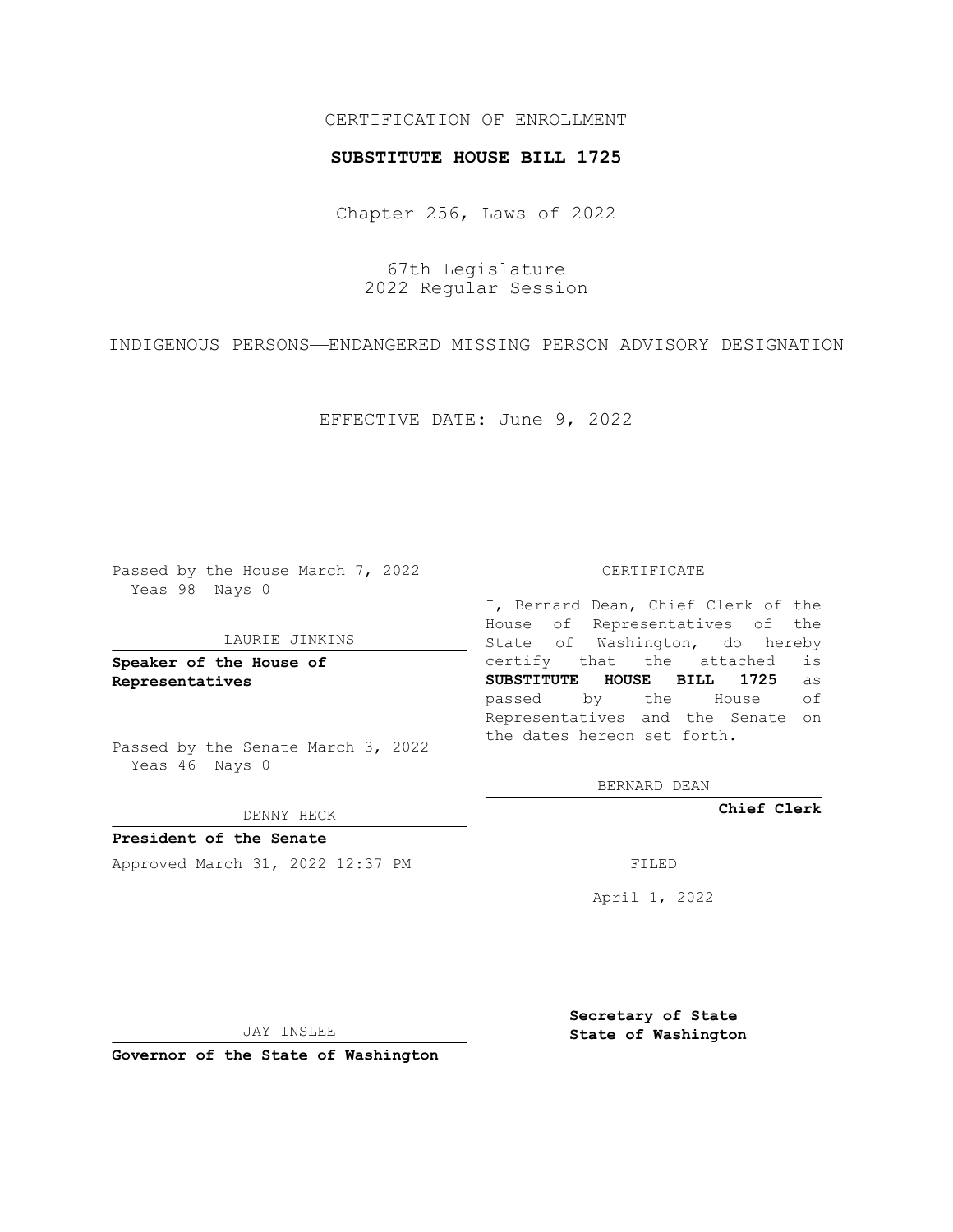CERTIFICATION OF ENROLLMENT

**SUBSTITUTE HOUSE BILL 1725**

Chapter 256, Laws of 2022

67th Legislature
2022 Regular Session

INDIGENOUS PERSONS—ENDANGERED MISSING PERSON ADVISORY DESIGNATION

EFFECTIVE DATE: June 9, 2022

Passed by the House March 7, 2022
Yeas 98 Nays 0

LAURIE JINKINS

**Speaker of the House of Representatives**

Passed by the Senate March 3, 2022
Yeas 46 Nays 0

DENNY HECK

**President of the Senate**

Approved March 31, 2022 12:37 PM

JAY INSLEE

**Governor of the State of Washington**

CERTIFICATE

I, Bernard Dean, Chief Clerk of the House of Representatives of the State of Washington, do hereby certify that the attached is **SUBSTITUTE HOUSE BILL 1725** as passed by the House of Representatives and the Senate on the dates hereon set forth.

BERNARD DEAN

**Chief Clerk**

FILED

April 1, 2022

**Secretary of State**
**State of Washington**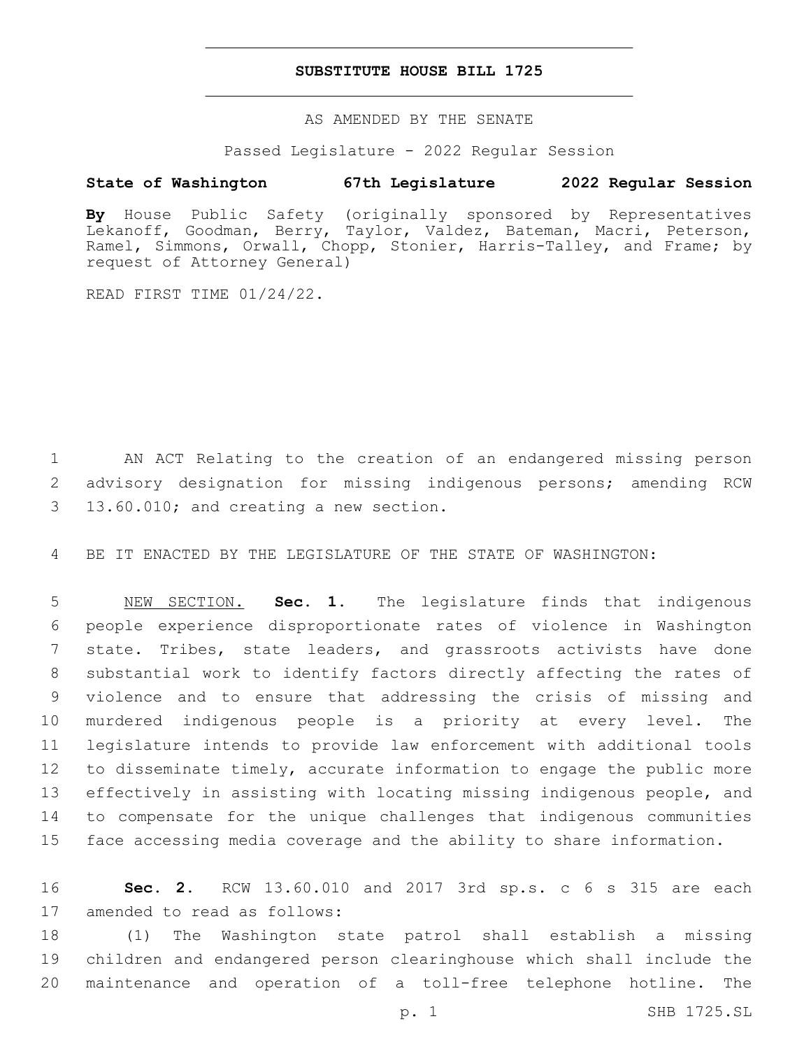# SUBSTITUTE HOUSE BILL 1725

AS AMENDED BY THE SENATE

Passed Legislature - 2022 Regular Session

**State of Washington 67th Legislature 2022 Regular Session**

**By** House Public Safety (originally sponsored by Representatives Lekanoff, Goodman, Berry, Taylor, Valdez, Bateman, Macri, Peterson, Ramel, Simmons, Orwall, Chopp, Stonier, Harris-Talley, and Frame; by request of Attorney General)

READ FIRST TIME 01/24/22.

1 AN ACT Relating to the creation of an endangered missing person
2 advisory designation for missing indigenous persons; amending RCW
3 13.60.010; and creating a new section.

4 BE IT ENACTED BY THE LEGISLATURE OF THE STATE OF WASHINGTON:

5 NEW SECTION. **Sec. 1.** The legislature finds that indigenous
6 people experience disproportionate rates of violence in Washington
7 state. Tribes, state leaders, and grassroots activists have done
8 substantial work to identify factors directly affecting the rates of
9 violence and to ensure that addressing the crisis of missing and
10 murdered indigenous people is a priority at every level. The
11 legislature intends to provide law enforcement with additional tools
12 to disseminate timely, accurate information to engage the public more
13 effectively in assisting with locating missing indigenous people, and
14 to compensate for the unique challenges that indigenous communities
15 face accessing media coverage and the ability to share information.

16 **Sec. 2.** RCW 13.60.010 and 2017 3rd sp.s. c 6 s 315 are each
17 amended to read as follows:

18 (1) The Washington state patrol shall establish a missing
19 children and endangered person clearinghouse which shall include the
20 maintenance and operation of a toll-free telephone hotline. The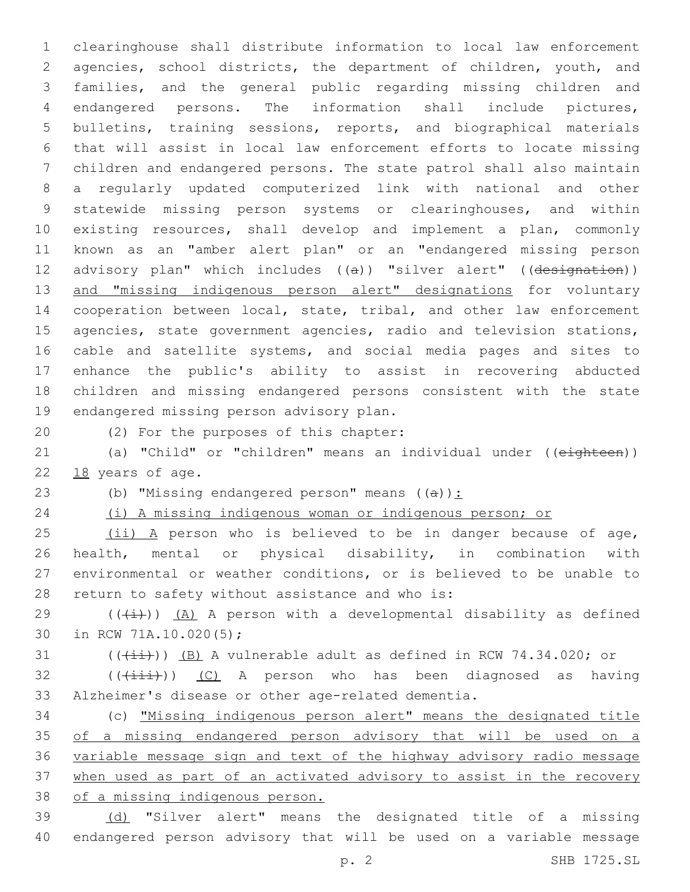clearinghouse shall distribute information to local law enforcement agencies, school districts, the department of children, youth, and families, and the general public regarding missing children and endangered persons. The information shall include pictures, bulletins, training sessions, reports, and biographical materials that will assist in local law enforcement efforts to locate missing children and endangered persons. The state patrol shall also maintain a regularly updated computerized link with national and other statewide missing person systems or clearinghouses, and within existing resources, shall develop and implement a plan, commonly known as an "amber alert plan" or an "endangered missing person advisory plan" which includes ((~~a~~)) "silver alert" ((~~designation~~)) <u>and "missing indigenous person alert" designations</u> for voluntary cooperation between local, state, tribal, and other law enforcement agencies, state government agencies, radio and television stations, cable and satellite systems, and social media pages and sites to enhance the public's ability to assist in recovering abducted children and missing endangered persons consistent with the state endangered missing person advisory plan.

(2) For the purposes of this chapter:

(a) "Child" or "children" means an individual under ((~~eighteen~~)) <u>18</u> years of age.

(b) "Missing endangered person" means ((~~a~~))<u>:</u>

<u>(i) A missing indigenous woman or indigenous person; or</u>

<u>(ii) A</u> person who is believed to be in danger because of age, health, mental or physical disability, in combination with environmental or weather conditions, or is believed to be unable to return to safety without assistance and who is:

((~~(i)~~)) <u>(A)</u> A person with a developmental disability as defined in RCW 71A.10.020(5);

((~~(ii)~~)) <u>(B)</u> A vulnerable adult as defined in RCW 74.34.020; or

((~~(iii)~~)) <u>(C)</u> A person who has been diagnosed as having Alzheimer's disease or other age-related dementia.

(c) <u>"Missing indigenous person alert" means the designated title of a missing endangered person advisory that will be used on a variable message sign and text of the highway advisory radio message when used as part of an activated advisory to assist in the recovery of a missing indigenous person.</u>

<u>(d)</u> "Silver alert" means the designated title of a missing endangered person advisory that will be used on a variable message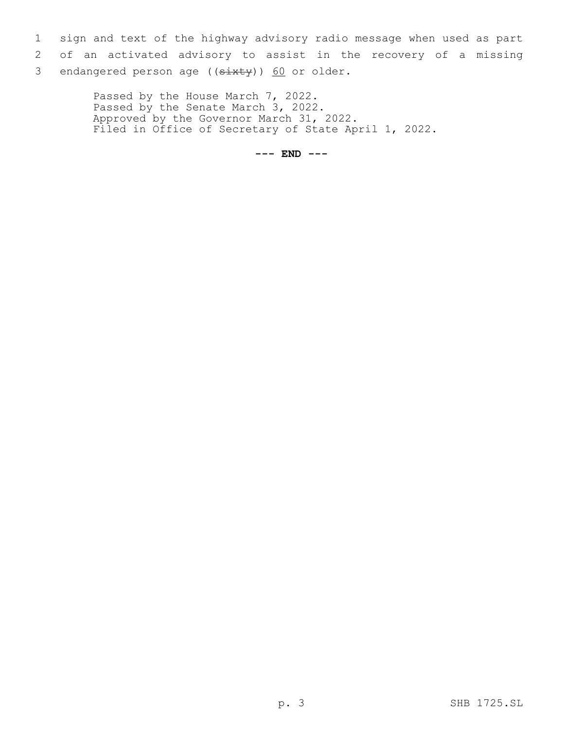sign and text of the highway advisory radio message when used as part of an activated advisory to assist in the recovery of a missing endangered person age ((~~sixty~~)) <u>60</u> or older.

Passed by the House March 7, 2022.
Passed by the Senate March 3, 2022.
Approved by the Governor March 31, 2022.
Filed in Office of Secretary of State April 1, 2022.

**--- END ---**